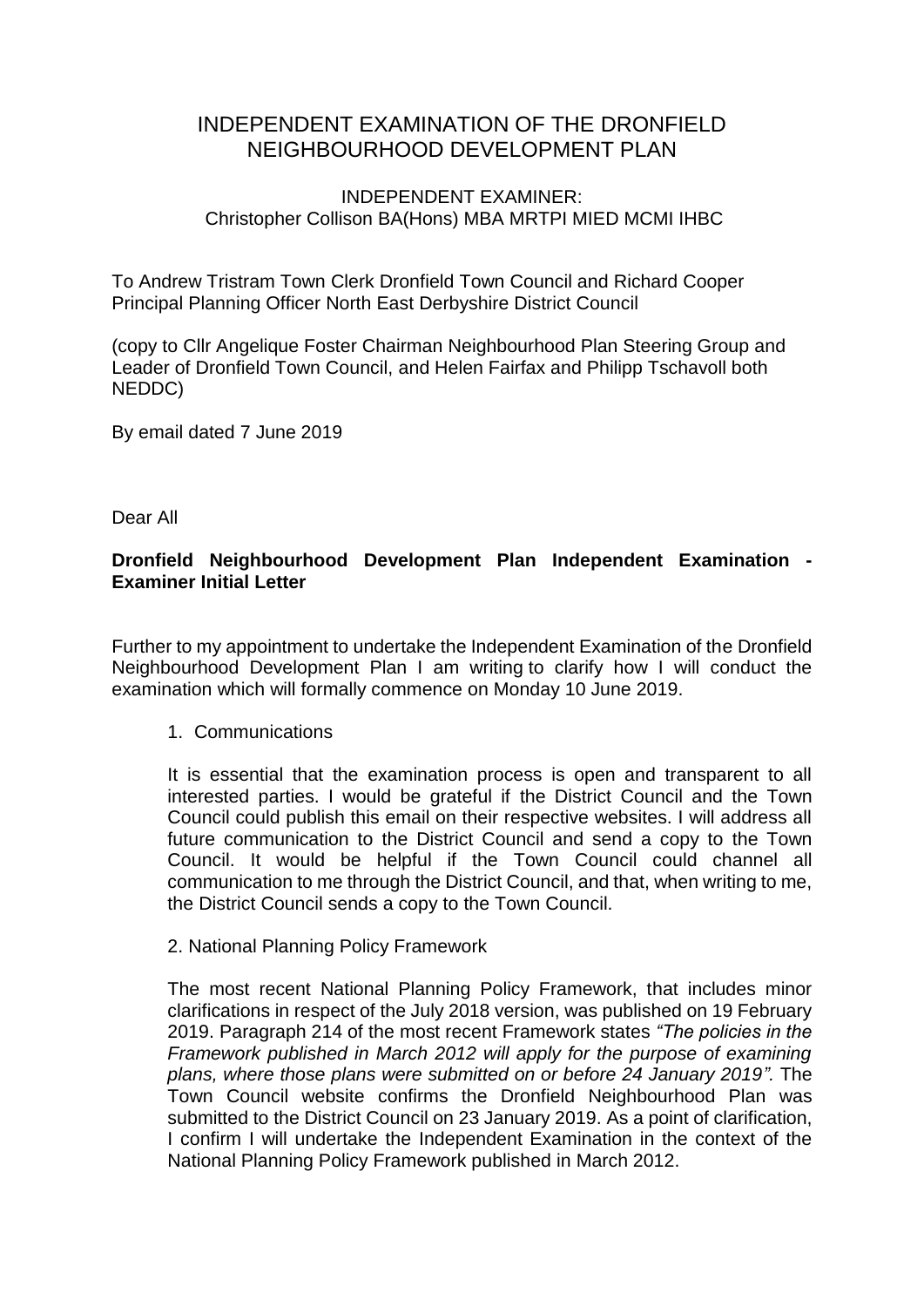# INDEPENDENT EXAMINATION OF THE DRONFIELD NEIGHBOURHOOD DEVELOPMENT PLAN

INDEPENDENT EXAMINER:
Christopher Collison BA(Hons) MBA MRTPI MIED MCMI IHBC

To Andrew Tristram Town Clerk Dronfield Town Council and Richard Cooper Principal Planning Officer North East Derbyshire District Council

(copy to Cllr Angelique Foster Chairman Neighbourhood Plan Steering Group and Leader of Dronfield Town Council, and Helen Fairfax and Philipp Tschavoll both NEDDC)

By email dated 7 June 2019

Dear All

**Dronfield Neighbourhood Development Plan Independent Examination - Examiner Initial Letter**

Further to my appointment to undertake the Independent Examination of the Dronfield Neighbourhood Development Plan I am writing to clarify how I will conduct the examination which will formally commence on Monday 10 June 2019.

1. Communications

It is essential that the examination process is open and transparent to all interested parties. I would be grateful if the District Council and the Town Council could publish this email on their respective websites. I will address all future communication to the District Council and send a copy to the Town Council. It would be helpful if the Town Council could channel all communication to me through the District Council, and that, when writing to me, the District Council sends a copy to the Town Council.

2. National Planning Policy Framework

The most recent National Planning Policy Framework, that includes minor clarifications in respect of the July 2018 version, was published on 19 February 2019. Paragraph 214 of the most recent Framework states *"The policies in the Framework published in March 2012 will apply for the purpose of examining plans, where those plans were submitted on or before 24 January 2019".* The Town Council website confirms the Dronfield Neighbourhood Plan was submitted to the District Council on 23 January 2019. As a point of clarification, I confirm I will undertake the Independent Examination in the context of the National Planning Policy Framework published in March 2012.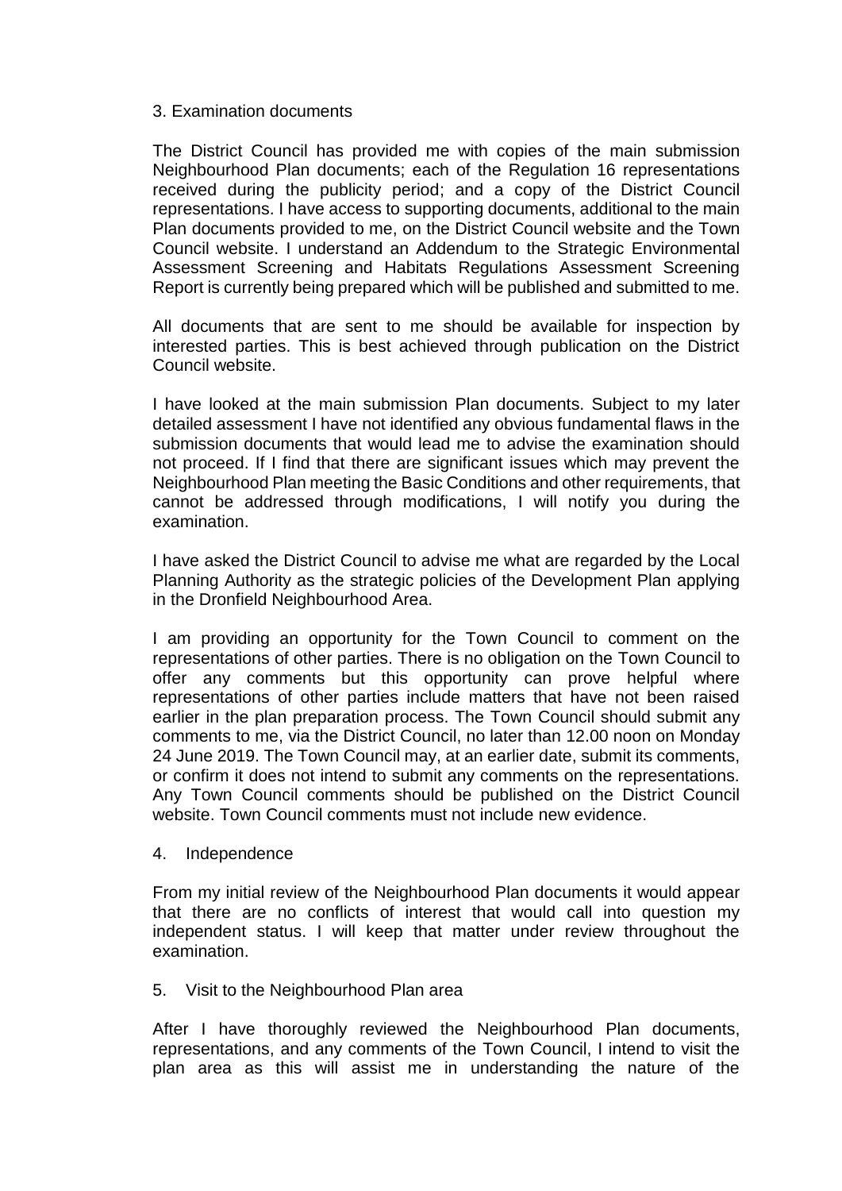## 3. Examination documents

The District Council has provided me with copies of the main submission Neighbourhood Plan documents; each of the Regulation 16 representations received during the publicity period; and a copy of the District Council representations. I have access to supporting documents, additional to the main Plan documents provided to me, on the District Council website and the Town Council website. I understand an Addendum to the Strategic Environmental Assessment Screening and Habitats Regulations Assessment Screening Report is currently being prepared which will be published and submitted to me.

All documents that are sent to me should be available for inspection by interested parties. This is best achieved through publication on the District Council website.

I have looked at the main submission Plan documents. Subject to my later detailed assessment I have not identified any obvious fundamental flaws in the submission documents that would lead me to advise the examination should not proceed. If I find that there are significant issues which may prevent the Neighbourhood Plan meeting the Basic Conditions and other requirements, that cannot be addressed through modifications, I will notify you during the examination.

I have asked the District Council to advise me what are regarded by the Local Planning Authority as the strategic policies of the Development Plan applying in the Dronfield Neighbourhood Area.

I am providing an opportunity for the Town Council to comment on the representations of other parties. There is no obligation on the Town Council to offer any comments but this opportunity can prove helpful where representations of other parties include matters that have not been raised earlier in the plan preparation process. The Town Council should submit any comments to me, via the District Council, no later than 12.00 noon on Monday 24 June 2019. The Town Council may, at an earlier date, submit its comments, or confirm it does not intend to submit any comments on the representations. Any Town Council comments should be published on the District Council website. Town Council comments must not include new evidence.

## 4. Independence

From my initial review of the Neighbourhood Plan documents it would appear that there are no conflicts of interest that would call into question my independent status. I will keep that matter under review throughout the examination.

## 5. Visit to the Neighbourhood Plan area

After I have thoroughly reviewed the Neighbourhood Plan documents, representations, and any comments of the Town Council, I intend to visit the plan area as this will assist me in understanding the nature of the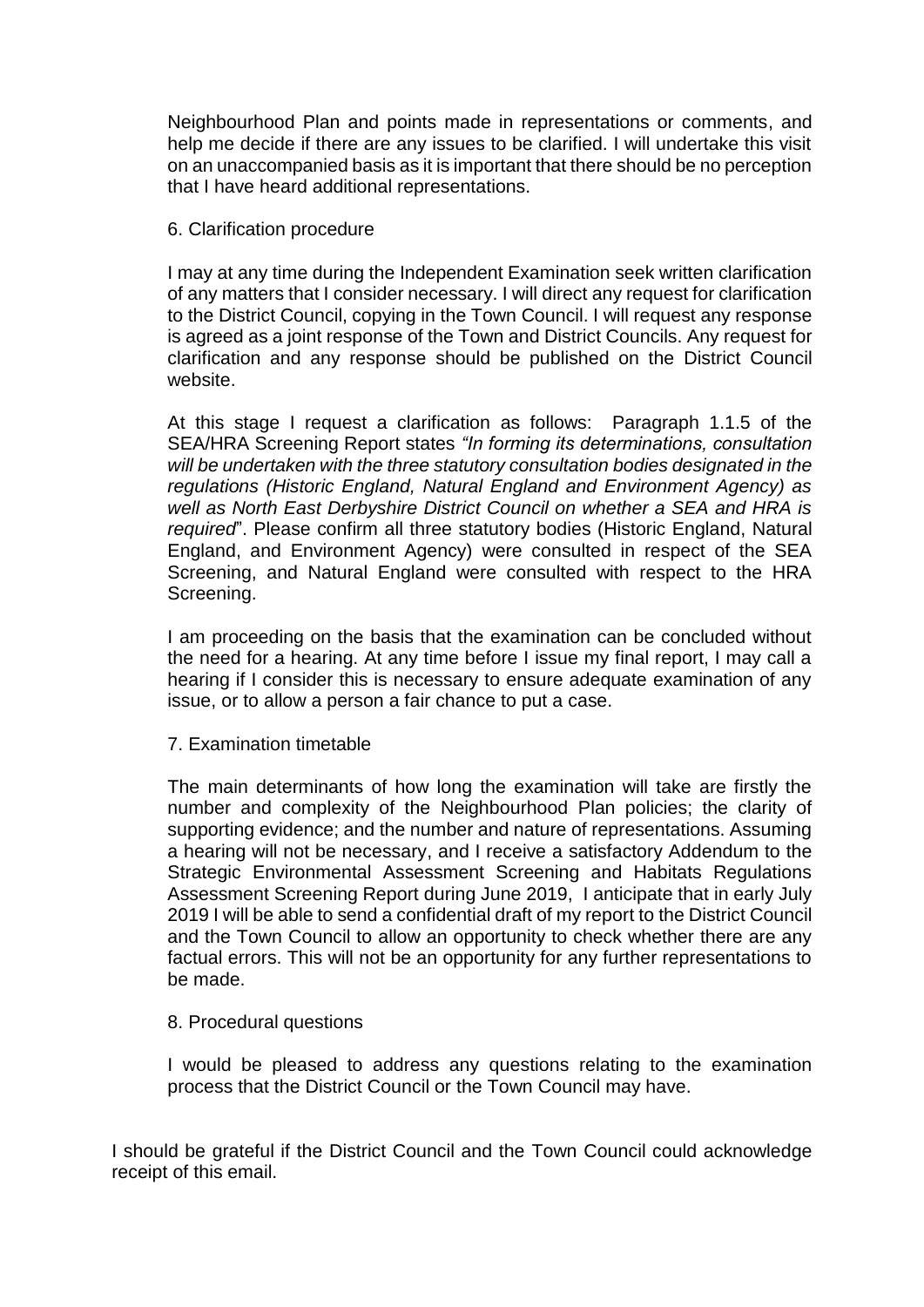Neighbourhood Plan and points made in representations or comments, and help me decide if there are any issues to be clarified. I will undertake this visit on an unaccompanied basis as it is important that there should be no perception that I have heard additional representations.

6. Clarification procedure

I may at any time during the Independent Examination seek written clarification of any matters that I consider necessary. I will direct any request for clarification to the District Council, copying in the Town Council. I will request any response is agreed as a joint response of the Town and District Councils. Any request for clarification and any response should be published on the District Council website.

At this stage I request a clarification as follows: Paragraph 1.1.5 of the SEA/HRA Screening Report states *"In forming its determinations, consultation will be undertaken with the three statutory consultation bodies designated in the regulations (Historic England, Natural England and Environment Agency) as well as North East Derbyshire District Council on whether a SEA and HRA is required*". Please confirm all three statutory bodies (Historic England, Natural England, and Environment Agency) were consulted in respect of the SEA Screening, and Natural England were consulted with respect to the HRA Screening.

I am proceeding on the basis that the examination can be concluded without the need for a hearing. At any time before I issue my final report, I may call a hearing if I consider this is necessary to ensure adequate examination of any issue, or to allow a person a fair chance to put a case.

7. Examination timetable

The main determinants of how long the examination will take are firstly the number and complexity of the Neighbourhood Plan policies; the clarity of supporting evidence; and the number and nature of representations. Assuming a hearing will not be necessary, and I receive a satisfactory Addendum to the Strategic Environmental Assessment Screening and Habitats Regulations Assessment Screening Report during June 2019, I anticipate that in early July 2019 I will be able to send a confidential draft of my report to the District Council and the Town Council to allow an opportunity to check whether there are any factual errors. This will not be an opportunity for any further representations to be made.

8. Procedural questions

I would be pleased to address any questions relating to the examination process that the District Council or the Town Council may have.

I should be grateful if the District Council and the Town Council could acknowledge receipt of this email.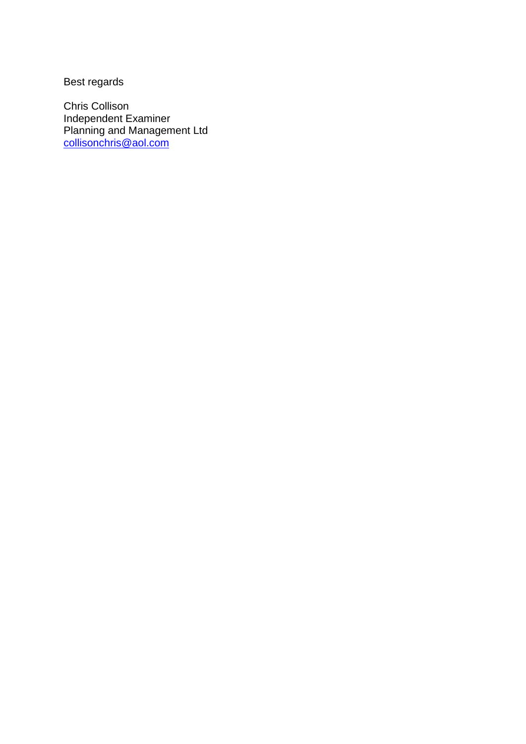Best regards

Chris Collison
Independent Examiner
Planning and Management Ltd
collisonchris@aol.com